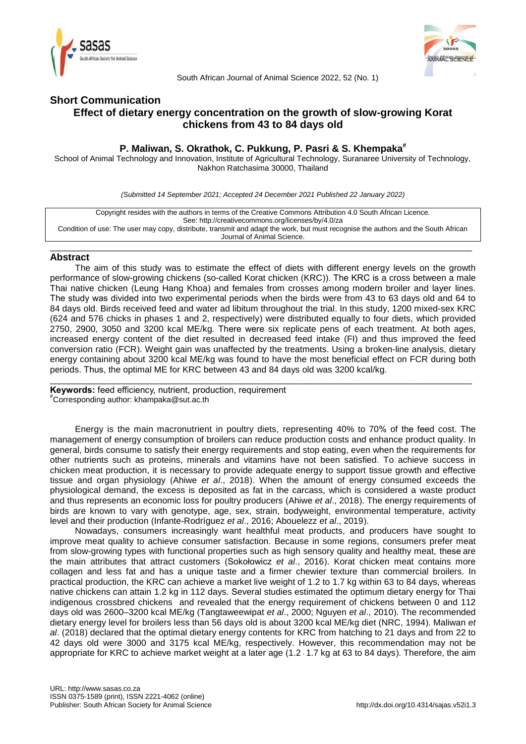## Short Communication

# Effect of dietary energy concentration on the growth of slow-growing Korat chickens from 43 to 84 days old

**P. Maliwan, S. Okrathok, C. Pukkung, P. Pasri & S. Khempaka[#]**

School of Animal Technology and Innovation, Institute of Agricultural Technology, Suranaree University of Technology, Nakhon Ratchasima 30000, Thailand

*(Submitted 14 September 2021; Accepted 24 December 2021 Published 22 January 2022)*

Copyright resides with the authors in terms of the Creative Commons Attribution 4.0 South African Licence.
See: http://creativecommons.org/licenses/by/4.0/za
Condition of use: The user may copy, distribute, transmit and adapt the work, but must recognise the authors and the South African Journal of Animal Science.

## Abstract

The aim of this study was to estimate the effect of diets with different energy levels on the growth performance of slow-growing chickens (so-called Korat chicken (KRC)). The KRC is a cross between a male Thai native chicken (Leung Hang Khoa) and females from crosses among modern broiler and layer lines. The study was divided into two experimental periods when the birds were from 43 to 63 days old and 64 to 84 days old. Birds received feed and water ad libitum throughout the trial. In this study, 1200 mixed-sex KRC (624 and 576 chicks in phases 1 and 2, respectively) were distributed equally to four diets, which provided 2750, 2900, 3050 and 3200 kcal ME/kg. There were six replicate pens of each treatment. At both ages, increased energy content of the diet resulted in decreased feed intake (FI) and thus improved the feed conversion ratio (FCR). Weight gain was unaffected by the treatments. Using a broken-line analysis, dietary energy containing about 3200 kcal ME/kg was found to have the most beneficial effect on FCR during both periods. Thus, the optimal ME for KRC between 43 and 84 days old was 3200 kcal/kg.

**Keywords:** feed efficiency, nutrient, production, requirement

[#]Corresponding author: khampaka@sut.ac.th

Energy is the main macronutrient in poultry diets, representing 40% to 70% of the feed cost. The management of energy consumption of broilers can reduce production costs and enhance product quality. In general, birds consume to satisfy their energy requirements and stop eating, even when the requirements for other nutrients such as proteins, minerals and vitamins have not been satisfied. To achieve success in chicken meat production, it is necessary to provide adequate energy to support tissue growth and effective tissue and organ physiology (Ahiwe *et al*., 2018). When the amount of energy consumed exceeds the physiological demand, the excess is deposited as fat in the carcass, which is considered a waste product and thus represents an economic loss for poultry producers (Ahiwe *et al*., 2018). The energy requirements of birds are known to vary with genotype, age, sex, strain, bodyweight, environmental temperature, activity level and their production (Infante-Rodríguez *et al*., 2016; Abouelezz *et al*., 2019).

Nowadays, consumers increasingly want healthful meat products, and producers have sought to improve meat quality to achieve consumer satisfaction. Because in some regions, consumers prefer meat from slow-growing types with functional properties such as high sensory quality and healthy meat, these are the main attributes that attract customers (Sokołowicz *et al*., 2016). Korat chicken meat contains more collagen and less fat and has a unique taste and a firmer chewier texture than commercial broilers. In practical production, the KRC can achieve a market live weight of 1.2 to 1.7 kg within 63 to 84 days, whereas native chickens can attain 1.2 kg in 112 days. Several studies estimated the optimum dietary energy for Thai indigenous crossbred chickens and revealed that the energy requirement of chickens between 0 and 112 days old was 2600–3200 kcal ME/kg (Tangtaweewipat *et al*., 2000; Nguyen *et al*., 2010). The recommended dietary energy level for broilers less than 56 days old is about 3200 kcal ME/kg diet (NRC, 1994). Maliwan *et al*. (2018) declared that the optimal dietary energy contents for KRC from hatching to 21 days and from 22 to 42 days old were 3000 and 3175 kcal ME/kg, respectively. However, this recommendation may not be appropriate for KRC to achieve market weight at a later age (1.2 - 1.7 kg at 63 to 84 days). Therefore, the aim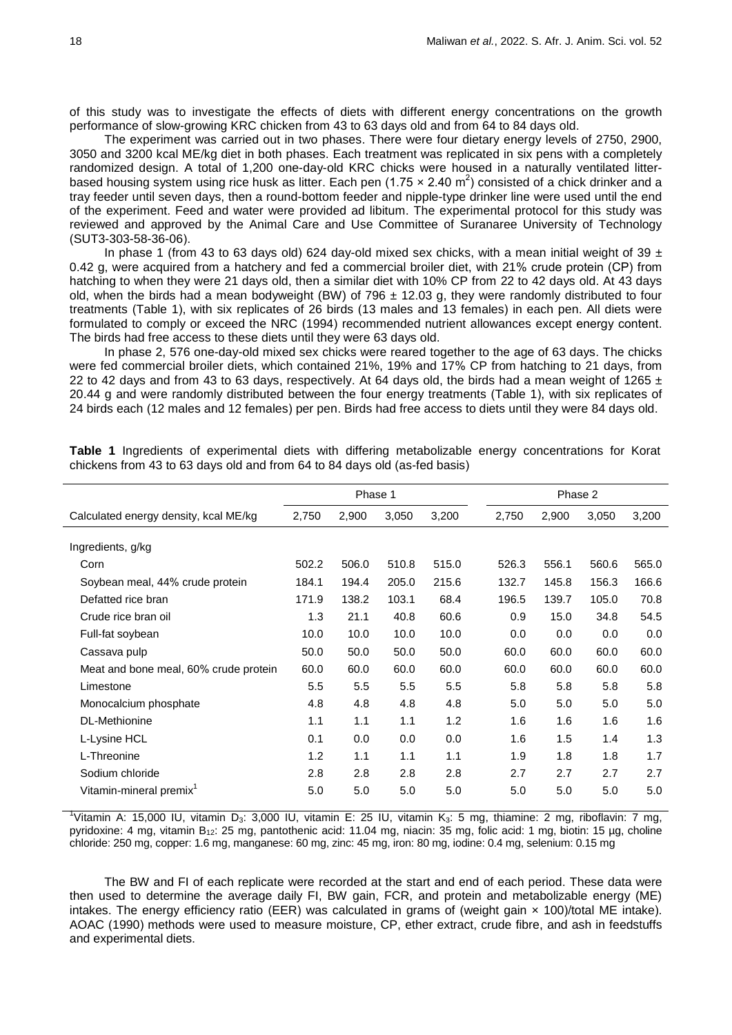of this study was to investigate the effects of diets with different energy concentrations on the growth performance of slow-growing KRC chicken from 43 to 63 days old and from 64 to 84 days old.

The experiment was carried out in two phases. There were four dietary energy levels of 2750, 2900, 3050 and 3200 kcal ME/kg diet in both phases. Each treatment was replicated in six pens with a completely randomized design. A total of 1,200 one-day-old KRC chicks were housed in a naturally ventilated litter-based housing system using rice husk as litter. Each pen (1.75 × 2.40 $m^2$) consisted of a chick drinker and a tray feeder until seven days, then a round-bottom feeder and nipple-type drinker line were used until the end of the experiment. Feed and water were provided ad libitum. The experimental protocol for this study was reviewed and approved by the Animal Care and Use Committee of Suranaree University of Technology (SUT3-303-58-36-06).

In phase 1 (from 43 to 63 days old) 624 day-old mixed sex chicks, with a mean initial weight of 39 ± 0.42 g, were acquired from a hatchery and fed a commercial broiler diet, with 21% crude protein (CP) from hatching to when they were 21 days old, then a similar diet with 10% CP from 22 to 42 days old. At 43 days old, when the birds had a mean bodyweight (BW) of 796 ± 12.03 g, they were randomly distributed to four treatments (Table 1), with six replicates of 26 birds (13 males and 13 females) in each pen. All diets were formulated to comply or exceed the NRC (1994) recommended nutrient allowances except energy content. The birds had free access to these diets until they were 63 days old.

In phase 2, 576 one-day-old mixed sex chicks were reared together to the age of 63 days. The chicks were fed commercial broiler diets, which contained 21%, 19% and 17% CP from hatching to 21 days, from 22 to 42 days and from 43 to 63 days, respectively. At 64 days old, the birds had a mean weight of 1265 ± 20.44 g and were randomly distributed between the four energy treatments (Table 1), with six replicates of 24 birds each (12 males and 12 females) per pen. Birds had free access to diets until they were 84 days old.

**Table 1** Ingredients of experimental diets with differing metabolizable energy concentrations for Korat chickens from 43 to 63 days old and from 64 to 84 days old (as-fed basis)

| | Phase 1 | | | | Phase 2 | | | |
|---|---|---|---|---|---|---|---|---|
| Calculated energy density, kcal ME/kg | 2,750 | 2,900 | 3,050 | 3,200 | 2,750 | 2,900 | 3,050 | 3,200 |
| Ingredients, g/kg | | | | | | | | |
| Corn | 502.2 | 506.0 | 510.8 | 515.0 | 526.3 | 556.1 | 560.6 | 565.0 |
| Soybean meal, 44% crude protein | 184.1 | 194.4 | 205.0 | 215.6 | 132.7 | 145.8 | 156.3 | 166.6 |
| Defatted rice bran | 171.9 | 138.2 | 103.1 | 68.4 | 196.5 | 139.7 | 105.0 | 70.8 |
| Crude rice bran oil | 1.3 | 21.1 | 40.8 | 60.6 | 0.9 | 15.0 | 34.8 | 54.5 |
| Full-fat soybean | 10.0 | 10.0 | 10.0 | 10.0 | 0.0 | 0.0 | 0.0 | 0.0 |
| Cassava pulp | 50.0 | 50.0 | 50.0 | 50.0 | 60.0 | 60.0 | 60.0 | 60.0 |
| Meat and bone meal, 60% crude protein | 60.0 | 60.0 | 60.0 | 60.0 | 60.0 | 60.0 | 60.0 | 60.0 |
| Limestone | 5.5 | 5.5 | 5.5 | 5.5 | 5.8 | 5.8 | 5.8 | 5.8 |
| Monocalcium phosphate | 4.8 | 4.8 | 4.8 | 4.8 | 5.0 | 5.0 | 5.0 | 5.0 |
| DL-Methionine | 1.1 | 1.1 | 1.1 | 1.2 | 1.6 | 1.6 | 1.6 | 1.6 |
| L-Lysine HCL | 0.1 | 0.0 | 0.0 | 0.0 | 1.6 | 1.5 | 1.4 | 1.3 |
| L-Threonine | 1.2 | 1.1 | 1.1 | 1.1 | 1.9 | 1.8 | 1.8 | 1.7 |
| Sodium chloride | 2.8 | 2.8 | 2.8 | 2.8 | 2.7 | 2.7 | 2.7 | 2.7 |
| Vitamin-mineral premix[1] | 5.0 | 5.0 | 5.0 | 5.0 | 5.0 | 5.0 | 5.0 | 5.0 |

[1]Vitamin A: 15,000 IU, vitamin $D_3$: 3,000 IU, vitamin E: 25 IU, vitamin $K_3$: 5 mg, thiamine: 2 mg, riboflavin: 7 mg, pyridoxine: 4 mg, vitamin $B_{12}$: 25 mg, pantothenic acid: 11.04 mg, niacin: 35 mg, folic acid: 1 mg, biotin: 15 µg, choline chloride: 250 mg, copper: 1.6 mg, manganese: 60 mg, zinc: 45 mg, iron: 80 mg, iodine: 0.4 mg, selenium: 0.15 mg

The BW and FI of each replicate were recorded at the start and end of each period. These data were then used to determine the average daily FI, BW gain, FCR, and protein and metabolizable energy (ME) intakes. The energy efficiency ratio (EER) was calculated in grams of (weight gain × 100)/total ME intake). AOAC (1990) methods were used to measure moisture, CP, ether extract, crude fibre, and ash in feedstuffs and experimental diets.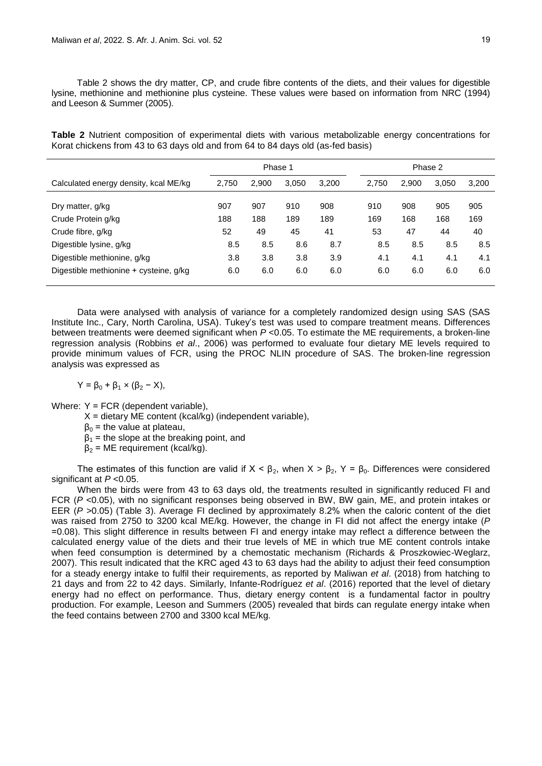Table 2 shows the dry matter, CP, and crude fibre contents of the diets, and their values for digestible lysine, methionine and methionine plus cysteine. These values were based on information from NRC (1994) and Leeson & Summer (2005).

**Table 2** Nutrient composition of experimental diets with various metabolizable energy concentrations for Korat chickens from 43 to 63 days old and from 64 to 84 days old (as-fed basis)

| | Phase 1 | | | | Phase 2 | | | |
|---|---|---|---|---|---|---|---|---|
| Calculated energy density, kcal ME/kg | 2,750 | 2,900 | 3,050 | 3,200 | 2,750 | 2,900 | 3,050 | 3,200 |
| Dry matter, g/kg | 907 | 907 | 910 | 908 | 910 | 908 | 905 | 905 |
| Crude Protein g/kg | 188 | 188 | 189 | 189 | 169 | 168 | 168 | 169 |
| Crude fibre, g/kg | 52 | 49 | 45 | 41 | 53 | 47 | 44 | 40 |
| Digestible lysine, g/kg | 8.5 | 8.5 | 8.6 | 8.7 | 8.5 | 8.5 | 8.5 | 8.5 |
| Digestible methionine, g/kg | 3.8 | 3.8 | 3.8 | 3.9 | 4.1 | 4.1 | 4.1 | 4.1 |
| Digestible methionine + cysteine, g/kg | 6.0 | 6.0 | 6.0 | 6.0 | 6.0 | 6.0 | 6.0 | 6.0 |

Data were analysed with analysis of variance for a completely randomized design using SAS (SAS Institute Inc., Cary, North Carolina, USA). Tukey's test was used to compare treatment means. Differences between treatments were deemed significant when $P$ <0.05. To estimate the ME requirements, a broken-line regression analysis (Robbins *et al*., 2006) was performed to evaluate four dietary ME levels required to provide minimum values of FCR, using the PROC NLIN procedure of SAS. The broken-line regression analysis was expressed as

$$Y = \beta_0 + \beta_1 \times (\beta_2 - X),$$

Where: Y = FCR (dependent variable),

X = dietary ME content (kcal/kg) (independent variable),

$\beta_0$ = the value at plateau,

$\beta_1$ = the slope at the breaking point, and

$\beta_2$ = ME requirement (kcal/kg).

The estimates of this function are valid if $X < \beta_2$, when $X > \beta_2$, $Y = \beta_0$. Differences were considered significant at $P$ <0.05.

When the birds were from 43 to 63 days old, the treatments resulted in significantly reduced FI and FCR ($P$ <0.05), with no significant responses being observed in BW, BW gain, ME, and protein intakes or EER ($P$ >0.05) (Table 3). Average FI declined by approximately 8.2% when the caloric content of the diet was raised from 2750 to 3200 kcal ME/kg. However, the change in FI did not affect the energy intake ($P$ =0.08). This slight difference in results between FI and energy intake may reflect a difference between the calculated energy value of the diets and their true levels of ME in which true ME content controls intake when feed consumption is determined by a chemostatic mechanism (Richards & Proszkowiec-Weglarz, 2007). This result indicated that the KRC aged 43 to 63 days had the ability to adjust their feed consumption for a steady energy intake to fulfil their requirements, as reported by Maliwan *et al*. (2018) from hatching to 21 days and from 22 to 42 days. Similarly, Infante-Rodríguez *et al*. (2016) reported that the level of dietary energy had no effect on performance. Thus, dietary energy content is a fundamental factor in poultry production. For example, Leeson and Summers (2005) revealed that birds can regulate energy intake when the feed contains between 2700 and 3300 kcal ME/kg.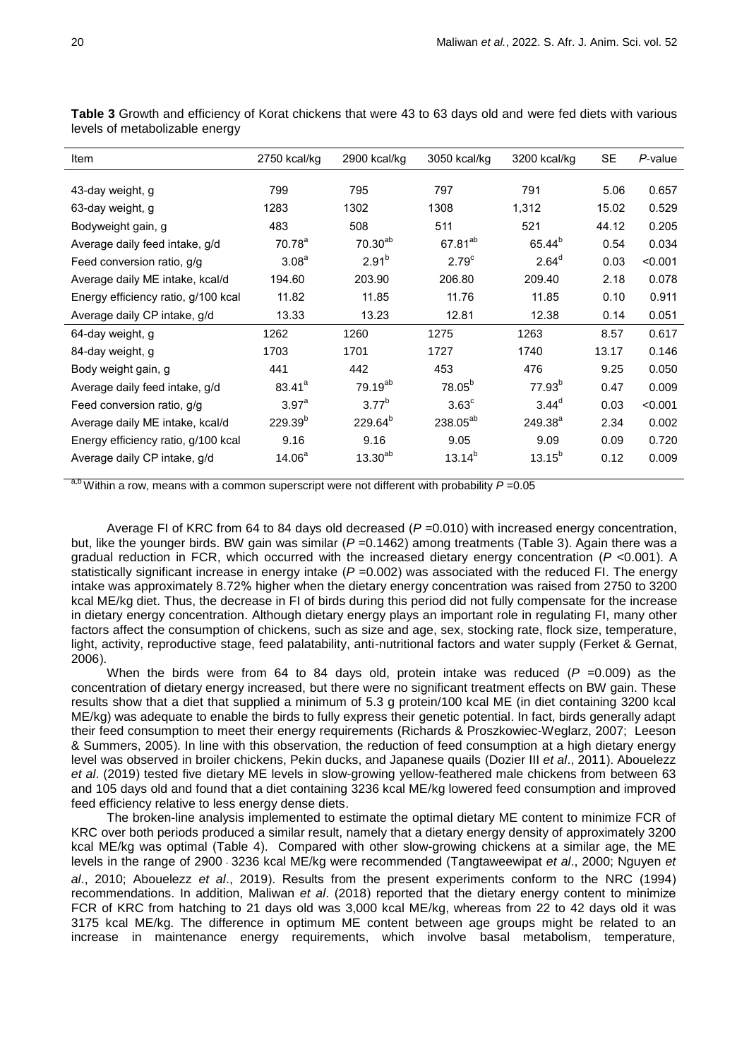**Table 3** Growth and efficiency of Korat chickens that were 43 to 63 days old and were fed diets with various levels of metabolizable energy

| Item | 2750 kcal/kg | 2900 kcal/kg | 3050 kcal/kg | 3200 kcal/kg | SE | *P*-value |
|---|---|---|---|---|---|---|
| 43-day weight, g | 799 | 795 | 797 | 791 | 5.06 | 0.657 |
| 63-day weight, g | 1283 | 1302 | 1308 | 1,312 | 15.02 | 0.529 |
| Bodyweight gain, g | 483 | 508 | 511 | 521 | 44.12 | 0.205 |
| Average daily feed intake, g/d | 70.78[a] | 70.30[ab] | 67.81[ab] | 65.44[b] | 0.54 | 0.034 |
| Feed conversion ratio, g/g | 3.08[a] | 2.91[b] | 2.79[c] | 2.64[d] | 0.03 | <0.001 |
| Average daily ME intake, kcal/d | 194.60 | 203.90 | 206.80 | 209.40 | 2.18 | 0.078 |
| Energy efficiency ratio, g/100 kcal | 11.82 | 11.85 | 11.76 | 11.85 | 0.10 | 0.911 |
| Average daily CP intake, g/d | 13.33 | 13.23 | 12.81 | 12.38 | 0.14 | 0.051 |
| 64-day weight, g | 1262 | 1260 | 1275 | 1263 | 8.57 | 0.617 |
| 84-day weight, g | 1703 | 1701 | 1727 | 1740 | 13.17 | 0.146 |
| Body weight gain, g | 441 | 442 | 453 | 476 | 9.25 | 0.050 |
| Average daily feed intake, g/d | 83.41[a] | 79.19[ab] | 78.05[b] | 77.93[b] | 0.47 | 0.009 |
| Feed conversion ratio, g/g | 3.97[a] | 3.77[b] | 3.63[c] | 3.44[d] | 0.03 | <0.001 |
| Average daily ME intake, kcal/d | 229.39[b] | 229.64[b] | 238.05[ab] | 249.38[a] | 2.34 | 0.002 |
| Energy efficiency ratio, g/100 kcal | 9.16 | 9.16 | 9.05 | 9.09 | 0.09 | 0.720 |
| Average daily CP intake, g/d | 14.06[a] | 13.30[ab] | 13.14[b] | 13.15[b] | 0.12 | 0.009 |

[a,b] Within a row, means with a common superscript were not different with probability $P$ =0.05

Average FI of KRC from 64 to 84 days old decreased ($P$ =0.010) with increased energy concentration, but, like the younger birds. BW gain was similar ($P$ =0.1462) among treatments (Table 3). Again there was a gradual reduction in FCR, which occurred with the increased dietary energy concentration ($P$ <0.001). A statistically significant increase in energy intake ($P$ =0.002) was associated with the reduced FI. The energy intake was approximately 8.72% higher when the dietary energy concentration was raised from 2750 to 3200 kcal ME/kg diet. Thus, the decrease in FI of birds during this period did not fully compensate for the increase in dietary energy concentration. Although dietary energy plays an important role in regulating FI, many other factors affect the consumption of chickens, such as size and age, sex, stocking rate, flock size, temperature, light, activity, reproductive stage, feed palatability, anti-nutritional factors and water supply (Ferket & Gernat, 2006).

When the birds were from 64 to 84 days old, protein intake was reduced ($P$ =0.009) as the concentration of dietary energy increased, but there were no significant treatment effects on BW gain. These results show that a diet that supplied a minimum of 5.3 g protein/100 kcal ME (in diet containing 3200 kcal ME/kg) was adequate to enable the birds to fully express their genetic potential. In fact, birds generally adapt their feed consumption to meet their energy requirements (Richards & Proszkowiec-Weglarz, 2007; Leeson & Summers, 2005). In line with this observation, the reduction of feed consumption at a high dietary energy level was observed in broiler chickens, Pekin ducks, and Japanese quails (Dozier III *et al*., 2011). Abouelezz *et al*. (2019) tested five dietary ME levels in slow-growing yellow-feathered male chickens from between 63 and 105 days old and found that a diet containing 3236 kcal ME/kg lowered feed consumption and improved feed efficiency relative to less energy dense diets.

The broken-line analysis implemented to estimate the optimal dietary ME content to minimize FCR of KRC over both periods produced a similar result, namely that a dietary energy density of approximately 3200 kcal ME/kg was optimal (Table 4). Compared with other slow-growing chickens at a similar age, the ME levels in the range of 2900 - 3236 kcal ME/kg were recommended (Tangtaweewipat *et al*., 2000; Nguyen *et al*., 2010; Abouelezz *et al*., 2019). Results from the present experiments conform to the NRC (1994) recommendations. In addition, Maliwan *et al*. (2018) reported that the dietary energy content to minimize FCR of KRC from hatching to 21 days old was 3,000 kcal ME/kg, whereas from 22 to 42 days old it was 3175 kcal ME/kg. The difference in optimum ME content between age groups might be related to an increase in maintenance energy requirements, which involve basal metabolism, temperature,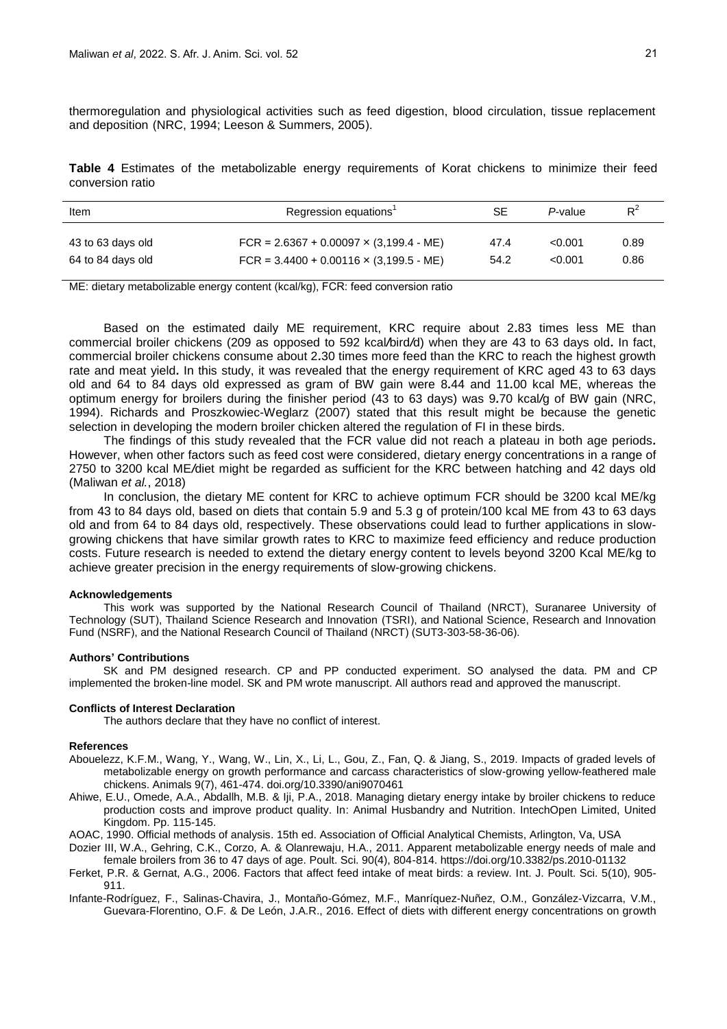thermoregulation and physiological activities such as feed digestion, blood circulation, tissue replacement and deposition (NRC, 1994; Leeson & Summers, 2005).

**Table 4** Estimates of the metabolizable energy requirements of Korat chickens to minimize their feed conversion ratio

| Item | Regression equations[1] | SE | *P*-value | $R^2$ |
|---|---|---|---|---|
| 43 to 63 days old | FCR = 2.6367 + 0.00097 × (3,199.4 - ME) | 47.4 | <0.001 | 0.89 |
| 64 to 84 days old | FCR = 3.4400 + 0.00116 × (3,199.5 - ME) | 54.2 | <0.001 | 0.86 |

ME: dietary metabolizable energy content (kcal/kg), FCR: feed conversion ratio

Based on the estimated daily ME requirement, KRC require about 2.83 times less ME than commercial broiler chickens (209 as opposed to 592 kcal/bird/d) when they are 43 to 63 days old. In fact, commercial broiler chickens consume about 2.30 times more feed than the KRC to reach the highest growth rate and meat yield. In this study, it was revealed that the energy requirement of KRC aged 43 to 63 days old and 64 to 84 days old expressed as gram of BW gain were 8.44 and 11.00 kcal ME, whereas the optimum energy for broilers during the finisher period (43 to 63 days) was 9.70 kcal/g of BW gain (NRC, 1994). Richards and Proszkowiec-Weglarz (2007) stated that this result might be because the genetic selection in developing the modern broiler chicken altered the regulation of FI in these birds.

The findings of this study revealed that the FCR value did not reach a plateau in both age periods. However, when other factors such as feed cost were considered, dietary energy concentrations in a range of 2750 to 3200 kcal ME/diet might be regarded as sufficient for the KRC between hatching and 42 days old (Maliwan *et al.*, 2018)

In conclusion, the dietary ME content for KRC to achieve optimum FCR should be 3200 kcal ME/kg from 43 to 84 days old, based on diets that contain 5.9 and 5.3 g of protein/100 kcal ME from 43 to 63 days old and from 64 to 84 days old, respectively. These observations could lead to further applications in slow-growing chickens that have similar growth rates to KRC to maximize feed efficiency and reduce production costs. Future research is needed to extend the dietary energy content to levels beyond 3200 Kcal ME/kg to achieve greater precision in the energy requirements of slow-growing chickens.

#### Acknowledgements

This work was supported by the National Research Council of Thailand (NRCT), Suranaree University of Technology (SUT), Thailand Science Research and Innovation (TSRI), and National Science, Research and Innovation Fund (NSRF), and the National Research Council of Thailand (NRCT) (SUT3-303-58-36-06).

#### Authors' Contributions

SK and PM designed research. CP and PP conducted experiment. SO analysed the data. PM and CP implemented the broken-line model. SK and PM wrote manuscript. All authors read and approved the manuscript.

#### Conflicts of Interest Declaration

The authors declare that they have no conflict of interest.

#### References

Abouelezz, K.F.M., Wang, Y., Wang, W., Lin, X., Li, L., Gou, Z., Fan, Q. & Jiang, S., 2019. Impacts of graded levels of metabolizable energy on growth performance and carcass characteristics of slow-growing yellow-feathered male chickens. Animals 9(7), 461-474. doi.org/10.3390/ani9070461

Ahiwe, E.U., Omede, A.A., Abdallh, M.B. & Iji, P.A., 2018. Managing dietary energy intake by broiler chickens to reduce production costs and improve product quality. In: Animal Husbandry and Nutrition. IntechOpen Limited, United Kingdom. Pp. 115-145.

AOAC, 1990. Official methods of analysis. 15th ed. Association of Official Analytical Chemists, Arlington, Va, USA

Dozier III, W.A., Gehring, C.K., Corzo, A. & Olanrewaju, H.A., 2011. Apparent metabolizable energy needs of male and female broilers from 36 to 47 days of age. Poult. Sci. 90(4), 804-814. https://doi.org/10.3382/ps.2010-01132

Ferket, P.R. & Gernat, A.G., 2006. Factors that affect feed intake of meat birds: a review. Int. J. Poult. Sci. 5(10), 905-911.

Infante-Rodríguez, F., Salinas-Chavira, J., Montaño-Gómez, M.F., Manríquez-Nuñez, O.M., González-Vizcarra, V.M., Guevara-Florentino, O.F. & De León, J.A.R., 2016. Effect of diets with different energy concentrations on growth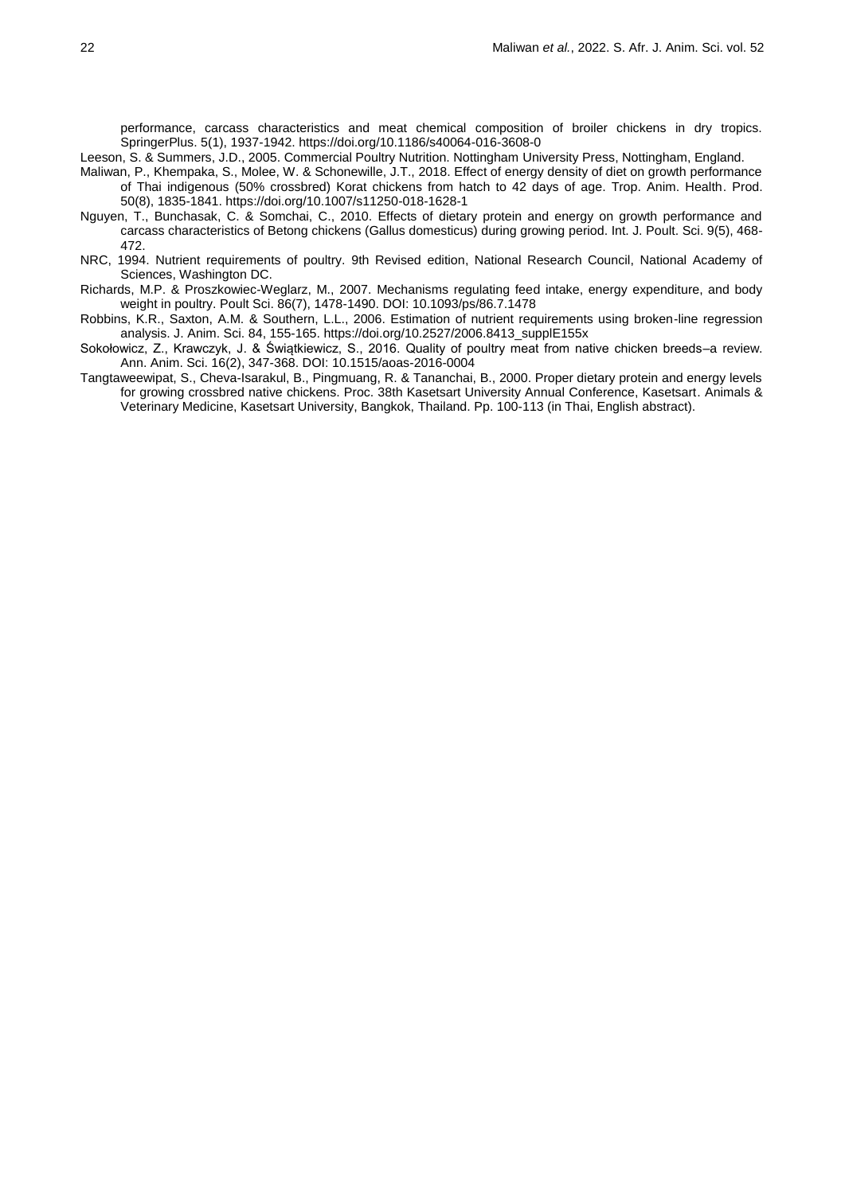performance, carcass characteristics and meat chemical composition of broiler chickens in dry tropics. SpringerPlus. 5(1), 1937-1942. https://doi.org/10.1186/s40064-016-3608-0

Leeson, S. & Summers, J.D., 2005. Commercial Poultry Nutrition. Nottingham University Press, Nottingham, England.

Maliwan, P., Khempaka, S., Molee, W. & Schonewille, J.T., 2018. Effect of energy density of diet on growth performance of Thai indigenous (50% crossbred) Korat chickens from hatch to 42 days of age. Trop. Anim. Health. Prod. 50(8), 1835-1841. https://doi.org/10.1007/s11250-018-1628-1

Nguyen, T., Bunchasak, C. & Somchai, C., 2010. Effects of dietary protein and energy on growth performance and carcass characteristics of Betong chickens (Gallus domesticus) during growing period. Int. J. Poult. Sci. 9(5), 468-472.

NRC, 1994. Nutrient requirements of poultry. 9th Revised edition, National Research Council, National Academy of Sciences, Washington DC.

Richards, M.P. & Proszkowiec-Weglarz, M., 2007. Mechanisms regulating feed intake, energy expenditure, and body weight in poultry. Poult Sci. 86(7), 1478-1490. DOI: 10.1093/ps/86.7.1478

Robbins, K.R., Saxton, A.M. & Southern, L.L., 2006. Estimation of nutrient requirements using broken-line regression analysis. J. Anim. Sci. 84, 155-165. https://doi.org/10.2527/2006.8413_supplE155x

Sokołowicz, Z., Krawczyk, J. & Świątkiewicz, S., 2016. Quality of poultry meat from native chicken breeds–a review. Ann. Anim. Sci. 16(2), 347-368. DOI: 10.1515/aoas-2016-0004

Tangtaweewipat, S., Cheva-Isarakul, B., Pingmuang, R. & Tananchai, B., 2000. Proper dietary protein and energy levels for growing crossbred native chickens. Proc. 38th Kasetsart University Annual Conference, Kasetsart. Animals & Veterinary Medicine, Kasetsart University, Bangkok, Thailand. Pp. 100-113 (in Thai, English abstract).